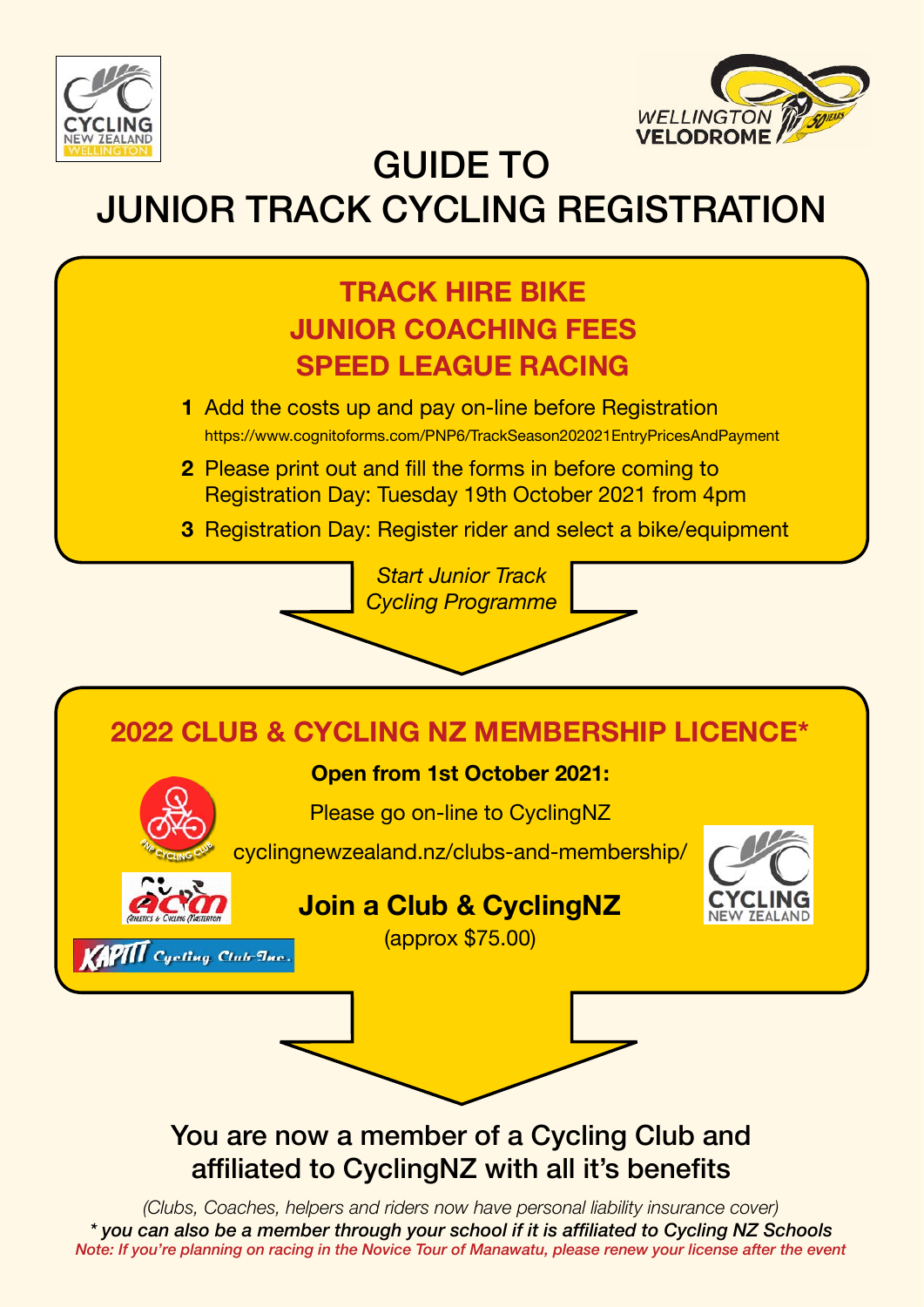# GUIDE TO JUNIOR TRACK CYCLING REGISTRATION

## TRACK HIRE BIKE
## JUNIOR COACHING FEES
## SPEED LEAGUE RACING

1. Add the costs up and pay on-line before Registration
   https://www.cognitoforms.com/PNP6/TrackSeason202021EntryPricesAndPayment
2. Please print out and fill the forms in before coming to Registration Day: Tuesday 19th October 2021 from 4pm
3. Registration Day: Register rider and select a bike/equipment

*Start Junior Track Cycling Programme*

## 2022 CLUB & CYCLING NZ MEMBERSHIP LICENCE*

**Open from 1st October 2021:**

Please go on-line to CyclingNZ

cyclingnewzealand.nz/clubs-and-membership/

**Join a Club & CyclingNZ**

(approx $75.00)

You are now a member of a Cycling Club and affiliated to CyclingNZ with all it's benefits

*(Clubs, Coaches, helpers and riders now have personal liability insurance cover)*

***\* you can also be a member through your school if it is affiliated to Cycling NZ Schools***

*Note: If you're planning on racing in the Novice Tour of Manawatu, please renew your license after the event*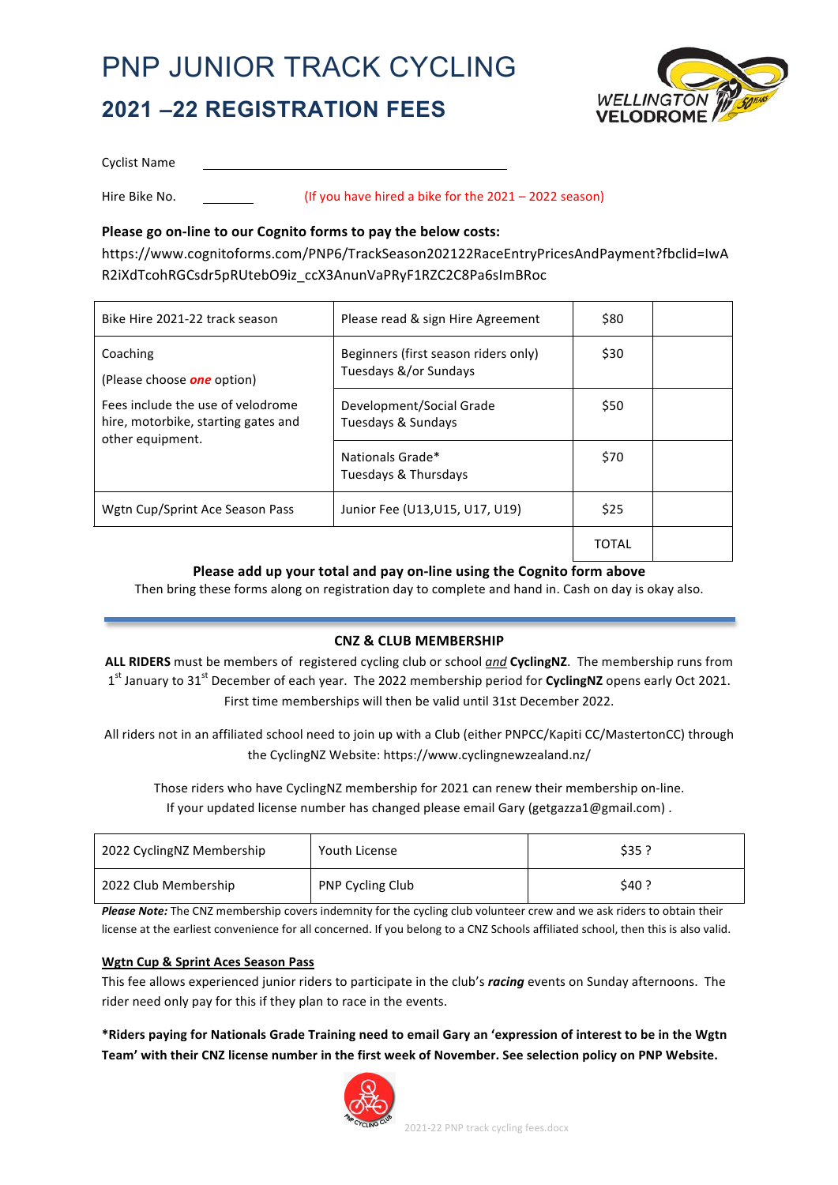# PNP JUNIOR TRACK CYCLING

## 2021 –22 REGISTRATION FEES

Cyclist Name \_\_\_\_\_\_\_\_\_\_\_\_\_\_\_\_\_\_\_\_\_\_\_\_\_\_\_\_\_\_\_\_\_\_\_\_\_\_\_\_

Hire Bike No. \_\_\_\_\_\_\_\_ (If you have hired a bike for the 2021 – 2022 season)

**Please go on-line to our Cognito forms to pay the below costs:**

https://www.cognitoforms.com/PNP6/TrackSeason202122RaceEntryPricesAndPayment?fbclid=IwAR2iXdTcohRGCsdr5pRUtebO9iz_ccX3AnunVaPRyF1RZC2C8Pa6sImBRoc

| | | | |
|---|---|---|---|
| Bike Hire 2021-22 track season | Please read & sign Hire Agreement | $80 | |
| Coaching<br>(Please choose ***one*** option)<br>Fees include the use of velodrome hire, motorbike, starting gates and other equipment. | Beginners (first season riders only) Tuesdays &/or Sundays | $30 | |
| | Development/Social Grade Tuesdays & Sundays | $50 | |
| | Nationals Grade* Tuesdays & Thursdays | $70 | |
| Wgtn Cup/Sprint Ace Season Pass | Junior Fee (U13,U15, U17, U19) | $25 | |
| | | TOTAL | |

**Please add up your total and pay on-line using the Cognito form above**

Then bring these forms along on registration day to complete and hand in. Cash on day is okay also.

### CNZ & CLUB MEMBERSHIP

**ALL RIDERS** must be members of registered cycling club or school ***and*** **CyclingNZ**. The membership runs from 1st January to 31st December of each year. The 2022 membership period for **CyclingNZ** opens early Oct 2021. First time memberships will then be valid until 31st December 2022.

All riders not in an affiliated school need to join up with a Club (either PNPCC/Kapiti CC/MastertonCC) through the CyclingNZ Website: https://www.cyclingnewzealand.nz/

Those riders who have CyclingNZ membership for 2021 can renew their membership on-line. If your updated license number has changed please email Gary (getgazza1@gmail.com) .

| | | |
|---|---|---|
| 2022 CyclingNZ Membership | Youth License | $35 ? |
| 2022 Club Membership | PNP Cycling Club | $40 ? |

***Please Note:*** The CNZ membership covers indemnity for the cycling club volunteer crew and we ask riders to obtain their license at the earliest convenience for all concerned. If you belong to a CNZ Schools affiliated school, then this is also valid.

**Wgtn Cup & Sprint Aces Season Pass**

This fee allows experienced junior riders to participate in the club's ***racing*** events on Sunday afternoons. The rider need only pay for this if they plan to race in the events.

**\*Riders paying for Nationals Grade Training need to email Gary an 'expression of interest to be in the Wgtn Team' with their CNZ license number in the first week of November. See selection policy on PNP Website.**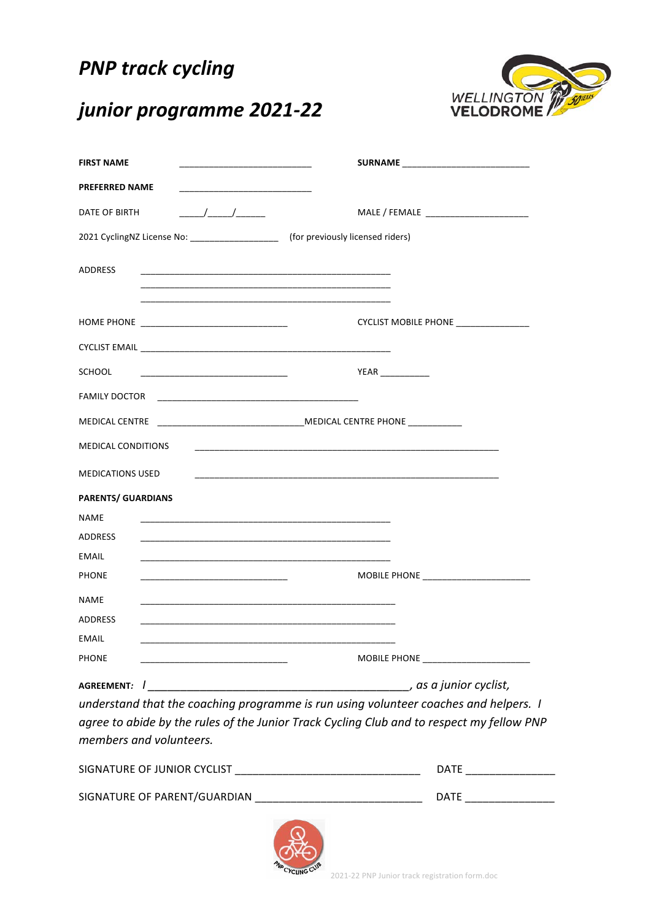# *PNP track cycling*

# *junior programme 2021-22*

**FIRST NAME** ___________________________ **SURNAME** __________________________

**PREFERRED NAME** ___________________________

DATE OF BIRTH _____/_____/______ MALE / FEMALE _____________________

2021 CyclingNZ License No: __________________ (for previously licensed riders)

ADDRESS ___________________________________________________

___________________________________________________

___________________________________________________

HOME PHONE ______________________________ CYCLIST MOBILE PHONE _______________

CYCLIST EMAIL ___________________________________________________

SCHOOL ______________________________ YEAR __________

FAMILY DOCTOR _________________________________________

MEDICAL CENTRE ______________________________MEDICAL CENTRE PHONE ___________

MEDICAL CONDITIONS ______________________________________________________________

MEDICATIONS USED ______________________________________________________________

**PARENTS/ GUARDIANS**

NAME ___________________________________________________

ADDRESS ___________________________________________________

EMAIL ___________________________________________________

PHONE ______________________________ MOBILE PHONE ______________________

NAME ___________________________________________________

ADDRESS ___________________________________________________

EMAIL ___________________________________________________

PHONE ______________________________ MOBILE PHONE ______________________

**AGREEMENT:** *I ____________________________________________, as a junior cyclist, understand that the coaching programme is run using volunteer coaches and helpers. I agree to abide by the rules of the Junior Track Cycling Club and to respect my fellow PNP members and volunteers.*

SIGNATURE OF JUNIOR CYCLIST _______________________________ DATE _______________

SIGNATURE OF PARENT/GUARDIAN ____________________________ DATE _______________

2021-22 PNP Junior track registration form.doc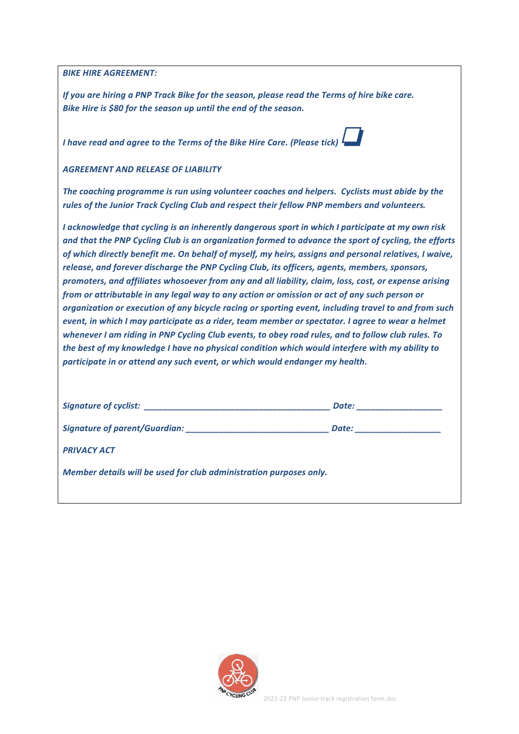***BIKE HIRE AGREEMENT:***

***If you are hiring a PNP Track Bike for the season, please read the Terms of hire bike care.
Bike Hire is $80 for the season up until the end of the season.***

***I have read and agree to the Terms of the Bike Hire Care. (Please tick)*** ☐

***AGREEMENT AND RELEASE OF LIABILITY***

***The coaching programme is run using volunteer coaches and helpers. Cyclists must abide by the rules of the Junior Track Cycling Club and respect their fellow PNP members and volunteers.***

***I acknowledge that cycling is an inherently dangerous sport in which I participate at my own risk and that the PNP Cycling Club is an organization formed to advance the sport of cycling, the efforts of which directly benefit me. On behalf of myself, my heirs, assigns and personal relatives, I waive, release, and forever discharge the PNP Cycling Club, its officers, agents, members, sponsors, promoters, and affiliates whosoever from any and all liability, claim, loss, cost, or expense arising from or attributable in any legal way to any action or omission or act of any such person or organization or execution of any bicycle racing or sporting event, including travel to and from such event, in which I may participate as a rider, team member or spectator. I agree to wear a helmet whenever I am riding in PNP Cycling Club events, to obey road rules, and to follow club rules. To the best of my knowledge I have no physical condition which would interfere with my ability to participate in or attend any such event, or which would endanger my health.***

***Signature of cyclist: ________________________________________ Date: __________________***

***Signature of parent/Guardian: ______________________________ Date: __________________***

***PRIVACY ACT***

***Member details will be used for club administration purposes only.***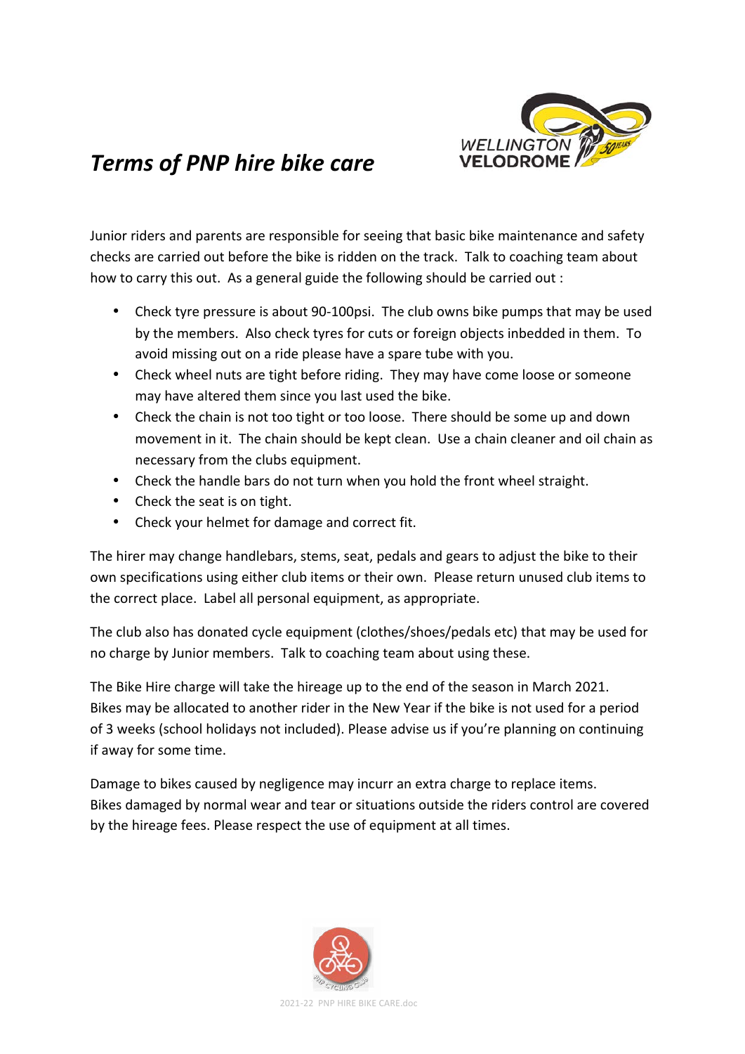# *Terms of PNP hire bike care*

Junior riders and parents are responsible for seeing that basic bike maintenance and safety checks are carried out before the bike is ridden on the track. Talk to coaching team about how to carry this out. As a general guide the following should be carried out :

- Check tyre pressure is about 90-100psi. The club owns bike pumps that may be used by the members. Also check tyres for cuts or foreign objects inbedded in them. To avoid missing out on a ride please have a spare tube with you.
- Check wheel nuts are tight before riding. They may have come loose or someone may have altered them since you last used the bike.
- Check the chain is not too tight or too loose. There should be some up and down movement in it. The chain should be kept clean. Use a chain cleaner and oil chain as necessary from the clubs equipment.
- Check the handle bars do not turn when you hold the front wheel straight.
- Check the seat is on tight.
- Check your helmet for damage and correct fit.

The hirer may change handlebars, stems, seat, pedals and gears to adjust the bike to their own specifications using either club items or their own. Please return unused club items to the correct place. Label all personal equipment, as appropriate.

The club also has donated cycle equipment (clothes/shoes/pedals etc) that may be used for no charge by Junior members. Talk to coaching team about using these.

The Bike Hire charge will take the hireage up to the end of the season in March 2021. Bikes may be allocated to another rider in the New Year if the bike is not used for a period of 3 weeks (school holidays not included). Please advise us if you're planning on continuing if away for some time.

Damage to bikes caused by negligence may incurr an extra charge to replace items. Bikes damaged by normal wear and tear or situations outside the riders control are covered by the hireage fees. Please respect the use of equipment at all times.